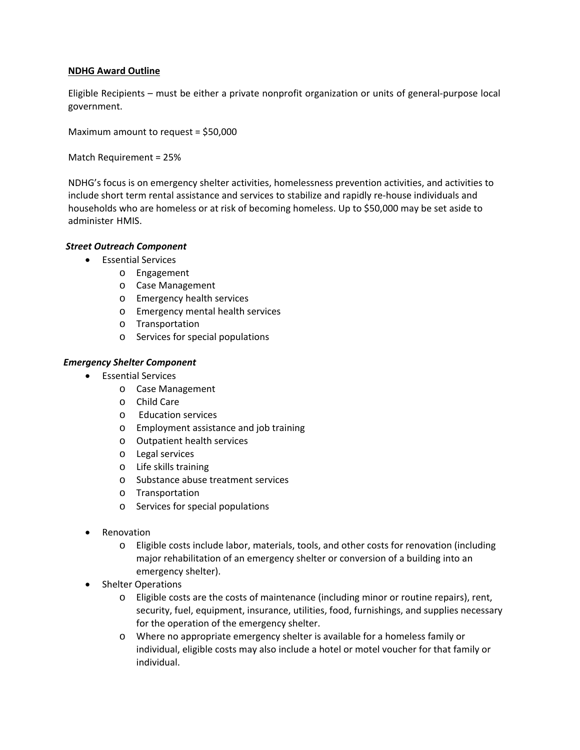**NDHG Award Outline**

Eligible Recipients – must be either a private nonprofit organization or units of general-purpose local government.

Maximum amount to request = $50,000

Match Requirement = 25%

NDHG's focus is on emergency shelter activities, homelessness prevention activities, and activities to include short term rental assistance and services to stabilize and rapidly re-house individuals and households who are homeless or at risk of becoming homeless. Up to $50,000 may be set aside to administer HMIS.

***Street Outreach Component***

- Essential Services
  - Engagement
  - Case Management
  - Emergency health services
  - Emergency mental health services
  - Transportation
  - Services for special populations

***Emergency Shelter Component***

- Essential Services
  - Case Management
  - Child Care
  - Education services
  - Employment assistance and job training
  - Outpatient health services
  - Legal services
  - Life skills training
  - Substance abuse treatment services
  - Transportation
  - Services for special populations

- Renovation
  - Eligible costs include labor, materials, tools, and other costs for renovation (including major rehabilitation of an emergency shelter or conversion of a building into an emergency shelter).
- Shelter Operations
  - Eligible costs are the costs of maintenance (including minor or routine repairs), rent, security, fuel, equipment, insurance, utilities, food, furnishings, and supplies necessary for the operation of the emergency shelter.
  - Where no appropriate emergency shelter is available for a homeless family or individual, eligible costs may also include a hotel or motel voucher for that family or individual.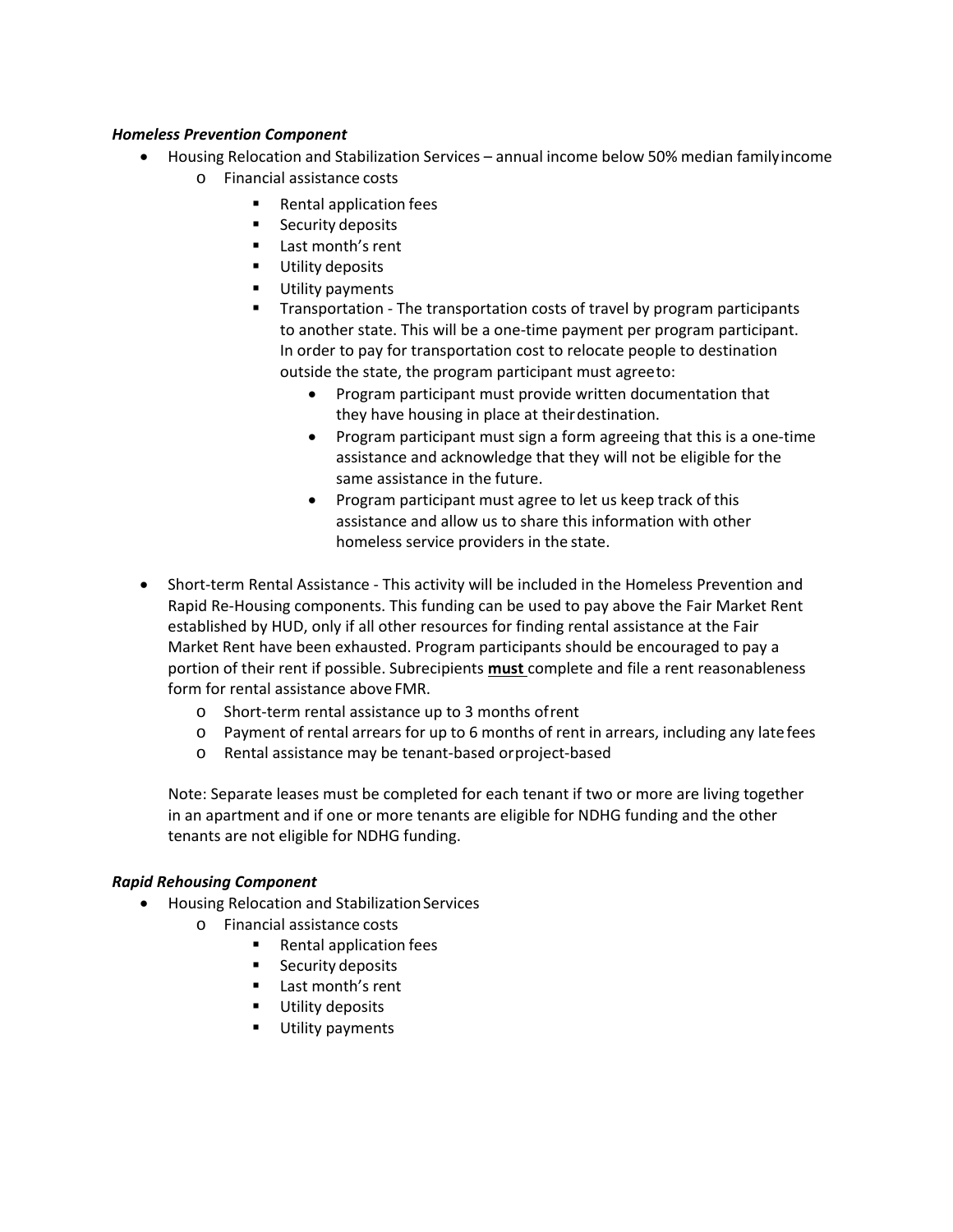***Homeless Prevention Component***

- Housing Relocation and Stabilization Services – annual income below 50% median family income
  - Financial assistance costs
    - Rental application fees
    - Security deposits
    - Last month's rent
    - Utility deposits
    - Utility payments
    - Transportation - The transportation costs of travel by program participants to another state. This will be a one-time payment per program participant. In order to pay for transportation cost to relocate people to destination outside the state, the program participant must agree to:
      - Program participant must provide written documentation that they have housing in place at their destination.
      - Program participant must sign a form agreeing that this is a one-time assistance and acknowledge that they will not be eligible for the same assistance in the future.
      - Program participant must agree to let us keep track of this assistance and allow us to share this information with other homeless service providers in the state.

- Short-term Rental Assistance - This activity will be included in the Homeless Prevention and Rapid Re-Housing components. This funding can be used to pay above the Fair Market Rent established by HUD, only if all other resources for finding rental assistance at the Fair Market Rent have been exhausted. Program participants should be encouraged to pay a portion of their rent if possible. Subrecipients <u>**must**</u> complete and file a rent reasonableness form for rental assistance above FMR.
  - Short-term rental assistance up to 3 months of rent
  - Payment of rental arrears for up to 6 months of rent in arrears, including any late fees
  - Rental assistance may be tenant-based or project-based

  Note: Separate leases must be completed for each tenant if two or more are living together in an apartment and if one or more tenants are eligible for NDHG funding and the other tenants are not eligible for NDHG funding.

***Rapid Rehousing Component***

- Housing Relocation and Stabilization Services
  - Financial assistance costs
    - Rental application fees
    - Security deposits
    - Last month's rent
    - Utility deposits
    - Utility payments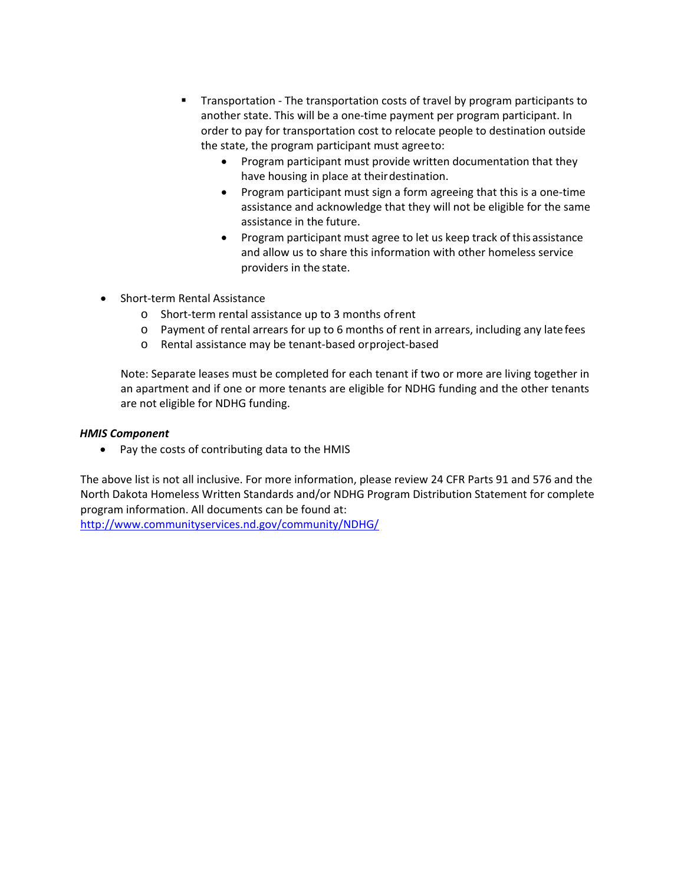- Transportation - The transportation costs of travel by program participants to another state. This will be a one-time payment per program participant. In order to pay for transportation cost to relocate people to destination outside the state, the program participant must agree to:
  - Program participant must provide written documentation that they have housing in place at their destination.
  - Program participant must sign a form agreeing that this is a one-time assistance and acknowledge that they will not be eligible for the same assistance in the future.
  - Program participant must agree to let us keep track of this assistance and allow us to share this information with other homeless service providers in the state.

- Short-term Rental Assistance
  - Short-term rental assistance up to 3 months of rent
  - Payment of rental arrears for up to 6 months of rent in arrears, including any late fees
  - Rental assistance may be tenant-based or project-based

  Note: Separate leases must be completed for each tenant if two or more are living together in an apartment and if one or more tenants are eligible for NDHG funding and the other tenants are not eligible for NDHG funding.

***HMIS Component***

- Pay the costs of contributing data to the HMIS

The above list is not all inclusive. For more information, please review 24 CFR Parts 91 and 576 and the North Dakota Homeless Written Standards and/or NDHG Program Distribution Statement for complete program information. All documents can be found at:
http://www.communityservices.nd.gov/community/NDHG/